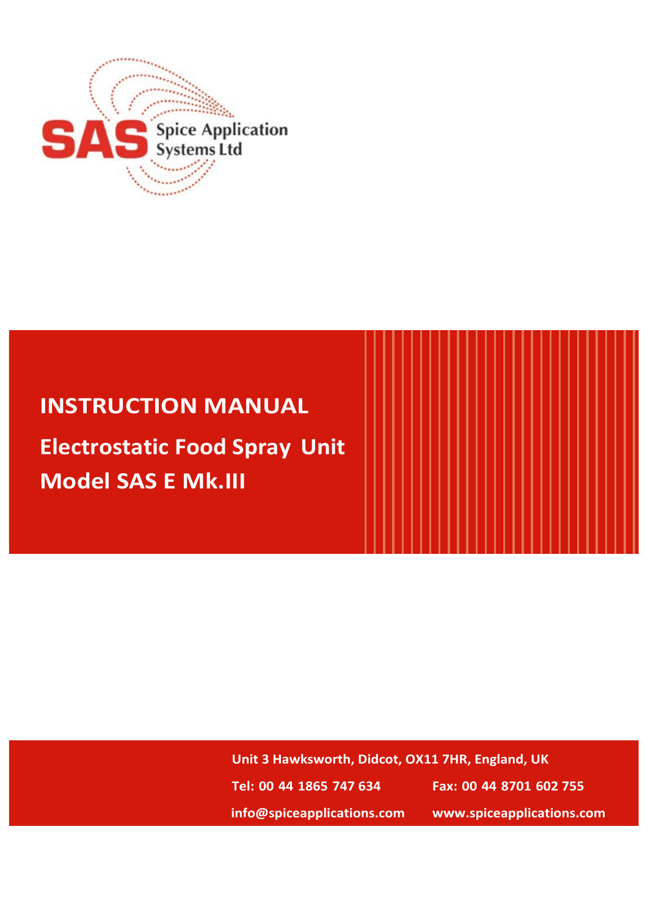SAS Spice Application Systems Ltd

# INSTRUCTION MANUAL

## Electrostatic Food Spray Unit

## Model SAS E Mk.III

Unit 3 Hawksworth, Didcot, OX11 7HR, England, UK

Tel: 00 44 1865 747 634    Fax: 00 44 8701 602 755

info@spiceapplications.com    www.spiceapplications.com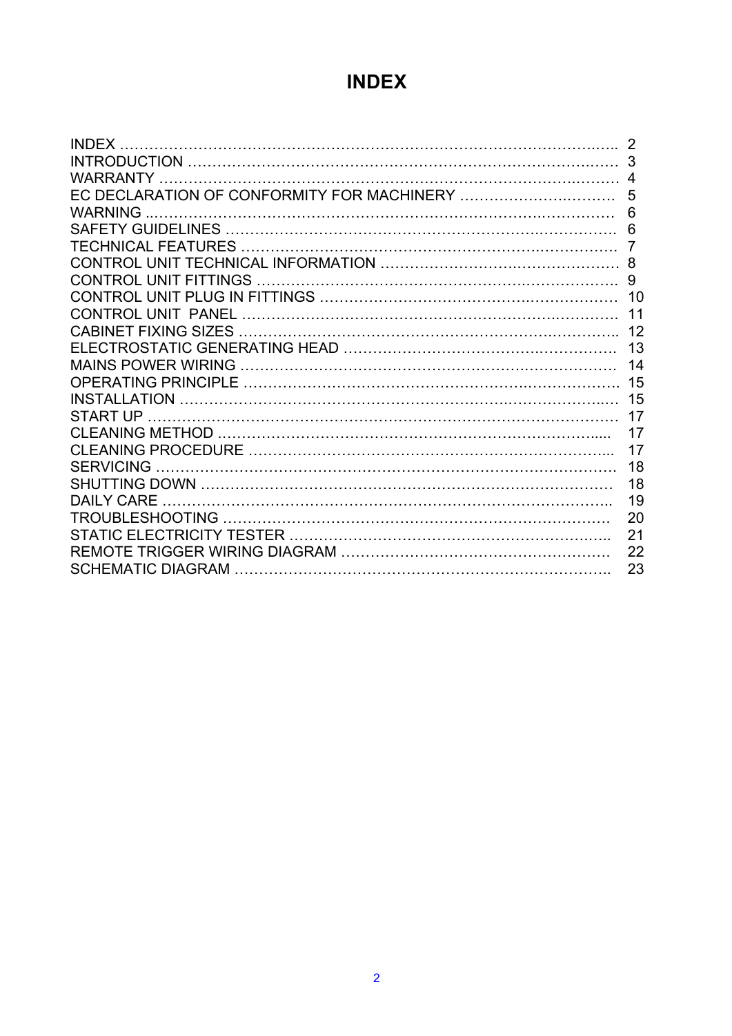# INDEX

| | |
|---|---|
| INDEX | 2 |
| INTRODUCTION | 3 |
| WARRANTY | 4 |
| EC DECLARATION OF CONFORMITY FOR MACHINERY | 5 |
| WARNING | 6 |
| SAFETY GUIDELINES | 6 |
| TECHNICAL FEATURES | 7 |
| CONTROL UNIT TECHNICAL INFORMATION | 8 |
| CONTROL UNIT FITTINGS | 9 |
| CONTROL UNIT PLUG IN FITTINGS | 10 |
| CONTROL UNIT PANEL | 11 |
| CABINET FIXING SIZES | 12 |
| ELECTROSTATIC GENERATING HEAD | 13 |
| MAINS POWER WIRING | 14 |
| OPERATING PRINCIPLE | 15 |
| INSTALLATION | 15 |
| START UP | 17 |
| CLEANING METHOD | 17 |
| CLEANING PROCEDURE | 17 |
| SERVICING | 18 |
| SHUTTING DOWN | 18 |
| DAILY CARE | 19 |
| TROUBLESHOOTING | 20 |
| STATIC ELECTRICITY TESTER | 21 |
| REMOTE TRIGGER WIRING DIAGRAM | 22 |
| SCHEMATIC DIAGRAM | 23 |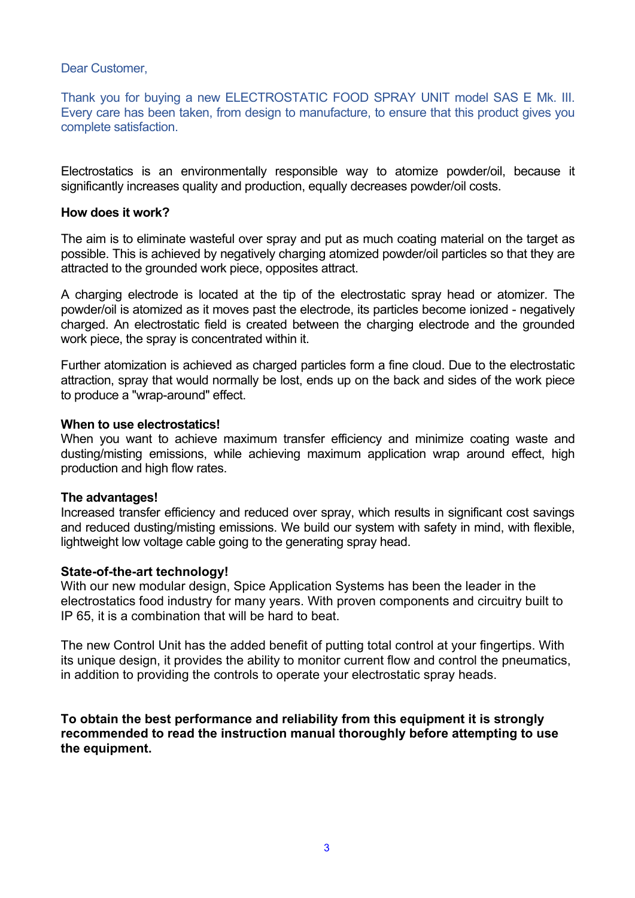Dear Customer,

Thank you for buying a new ELECTROSTATIC FOOD SPRAY UNIT model SAS E Mk. III. Every care has been taken, from design to manufacture, to ensure that this product gives you complete satisfaction.

Electrostatics is an environmentally responsible way to atomize powder/oil, because it significantly increases quality and production, equally decreases powder/oil costs.

**How does it work?**

The aim is to eliminate wasteful over spray and put as much coating material on the target as possible. This is achieved by negatively charging atomized powder/oil particles so that they are attracted to the grounded work piece, opposites attract.

A charging electrode is located at the tip of the electrostatic spray head or atomizer. The powder/oil is atomized as it moves past the electrode, its particles become ionized - negatively charged. An electrostatic field is created between the charging electrode and the grounded work piece, the spray is concentrated within it.

Further atomization is achieved as charged particles form a fine cloud. Due to the electrostatic attraction, spray that would normally be lost, ends up on the back and sides of the work piece to produce a "wrap-around" effect.

**When to use electrostatics!**
When you want to achieve maximum transfer efficiency and minimize coating waste and dusting/misting emissions, while achieving maximum application wrap around effect, high production and high flow rates.

**The advantages!**
Increased transfer efficiency and reduced over spray, which results in significant cost savings and reduced dusting/misting emissions. We build our system with safety in mind, with flexible, lightweight low voltage cable going to the generating spray head.

**State-of-the-art technology!**
With our new modular design, Spice Application Systems has been the leader in the electrostatics food industry for many years. With proven components and circuitry built to IP 65, it is a combination that will be hard to beat.

The new Control Unit has the added benefit of putting total control at your fingertips. With its unique design, it provides the ability to monitor current flow and control the pneumatics, in addition to providing the controls to operate your electrostatic spray heads.

**To obtain the best performance and reliability from this equipment it is strongly recommended to read the instruction manual thoroughly before attempting to use the equipment.**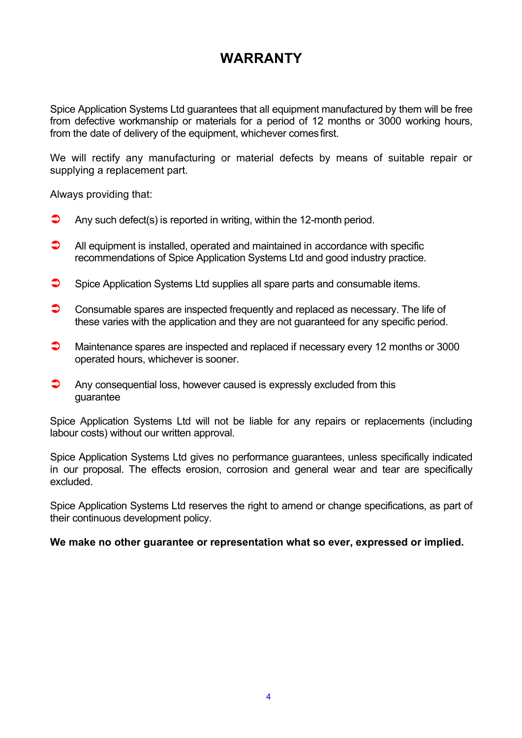# WARRANTY

Spice Application Systems Ltd guarantees that all equipment manufactured by them will be free from defective workmanship or materials for a period of 12 months or 3000 working hours, from the date of delivery of the equipment, whichever comes first.

We will rectify any manufacturing or material defects by means of suitable repair or supplying a replacement part.

Always providing that:

- Any such defect(s) is reported in writing, within the 12-month period.
- All equipment is installed, operated and maintained in accordance with specific recommendations of Spice Application Systems Ltd and good industry practice.
- Spice Application Systems Ltd supplies all spare parts and consumable items.
- Consumable spares are inspected frequently and replaced as necessary. The life of these varies with the application and they are not guaranteed for any specific period.
- Maintenance spares are inspected and replaced if necessary every 12 months or 3000 operated hours, whichever is sooner.
- Any consequential loss, however caused is expressly excluded from this guarantee

Spice Application Systems Ltd will not be liable for any repairs or replacements (including labour costs) without our written approval.

Spice Application Systems Ltd gives no performance guarantees, unless specifically indicated in our proposal. The effects erosion, corrosion and general wear and tear are specifically excluded.

Spice Application Systems Ltd reserves the right to amend or change specifications, as part of their continuous development policy.

**We make no other guarantee or representation what so ever, expressed or implied.**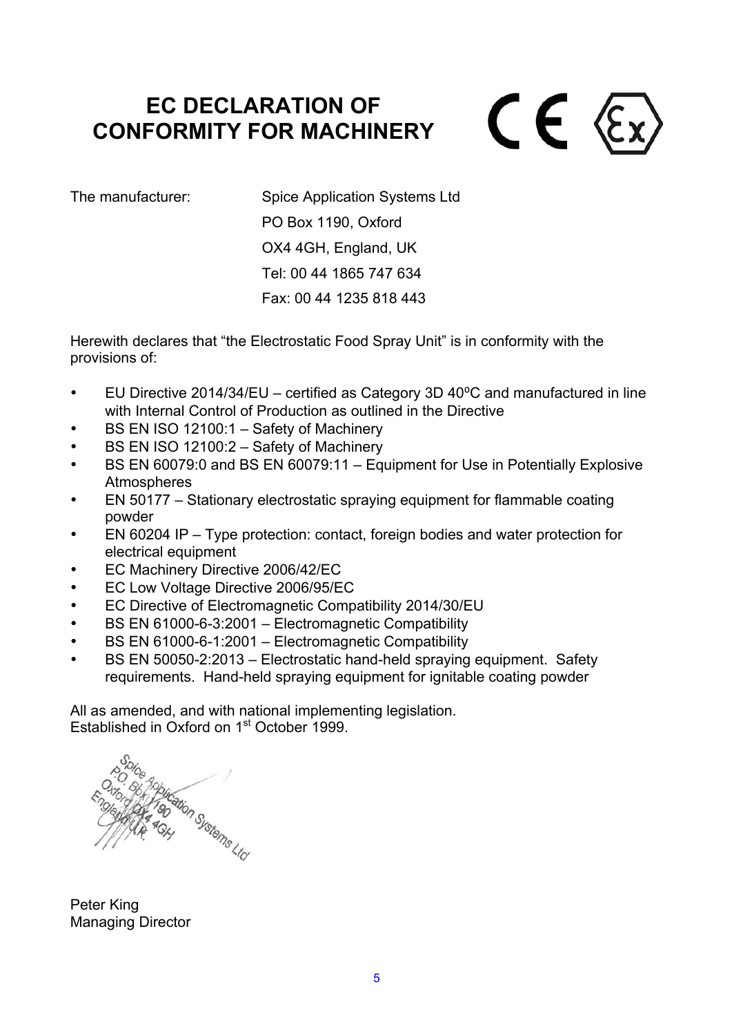# EC DECLARATION OF CONFORMITY FOR MACHINERY

The manufacturer: Spice Application Systems Ltd
PO Box 1190, Oxford
OX4 4GH, England, UK
Tel: 00 44 1865 747 634
Fax: 00 44 1235 818 443

Herewith declares that "the Electrostatic Food Spray Unit" is in conformity with the provisions of:

- EU Directive 2014/34/EU – certified as Category 3D 40ºC and manufactured in line with Internal Control of Production as outlined in the Directive
- BS EN ISO 12100:1 – Safety of Machinery
- BS EN ISO 12100:2 – Safety of Machinery
- BS EN 60079:0 and BS EN 60079:11 – Equipment for Use in Potentially Explosive Atmospheres
- EN 50177 – Stationary electrostatic spraying equipment for flammable coating powder
- EN 60204 IP – Type protection: contact, foreign bodies and water protection for electrical equipment
- EC Machinery Directive 2006/42/EC
- EC Low Voltage Directive 2006/95/EC
- EC Directive of Electromagnetic Compatibility 2014/30/EU
- BS EN 61000-6-3:2001 – Electromagnetic Compatibility
- BS EN 61000-6-1:2001 – Electromagnetic Compatibility
- BS EN 50050-2:2013 – Electrostatic hand-held spraying equipment. Safety requirements. Hand-held spraying equipment for ignitable coating powder

All as amended, and with national implementing legislation.
Established in Oxford on 1st October 1999.

Spice Application Systems Ltd
P.O. Box 1190
Oxford OX4 4GH
England U.K.

Peter King
Managing Director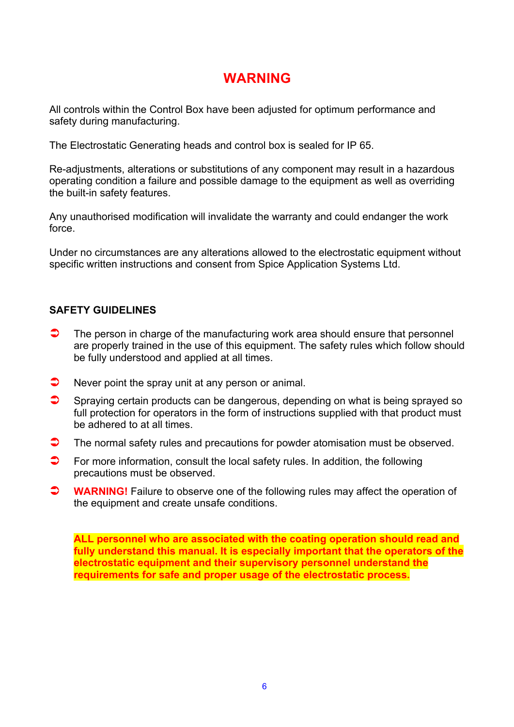# WARNING

All controls within the Control Box have been adjusted for optimum performance and safety during manufacturing.

The Electrostatic Generating heads and control box is sealed for IP 65.

Re-adjustments, alterations or substitutions of any component may result in a hazardous operating condition a failure and possible damage to the equipment as well as overriding the built-in safety features.

Any unauthorised modification will invalidate the warranty and could endanger the work force.

Under no circumstances are any alterations allowed to the electrostatic equipment without specific written instructions and consent from Spice Application Systems Ltd.

**SAFETY GUIDELINES**

- The person in charge of the manufacturing work area should ensure that personnel are properly trained in the use of this equipment. The safety rules which follow should be fully understood and applied at all times.
- Never point the spray unit at any person or animal.
- Spraying certain products can be dangerous, depending on what is being sprayed so full protection for operators in the form of instructions supplied with that product must be adhered to at all times.
- The normal safety rules and precautions for powder atomisation must be observed.
- For more information, consult the local safety rules. In addition, the following precautions must be observed.
- **WARNING!** Failure to observe one of the following rules may affect the operation of the equipment and create unsafe conditions.

**ALL personnel who are associated with the coating operation should read and fully understand this manual. It is especially important that the operators of the electrostatic equipment and their supervisory personnel understand the requirements for safe and proper usage of the electrostatic process.**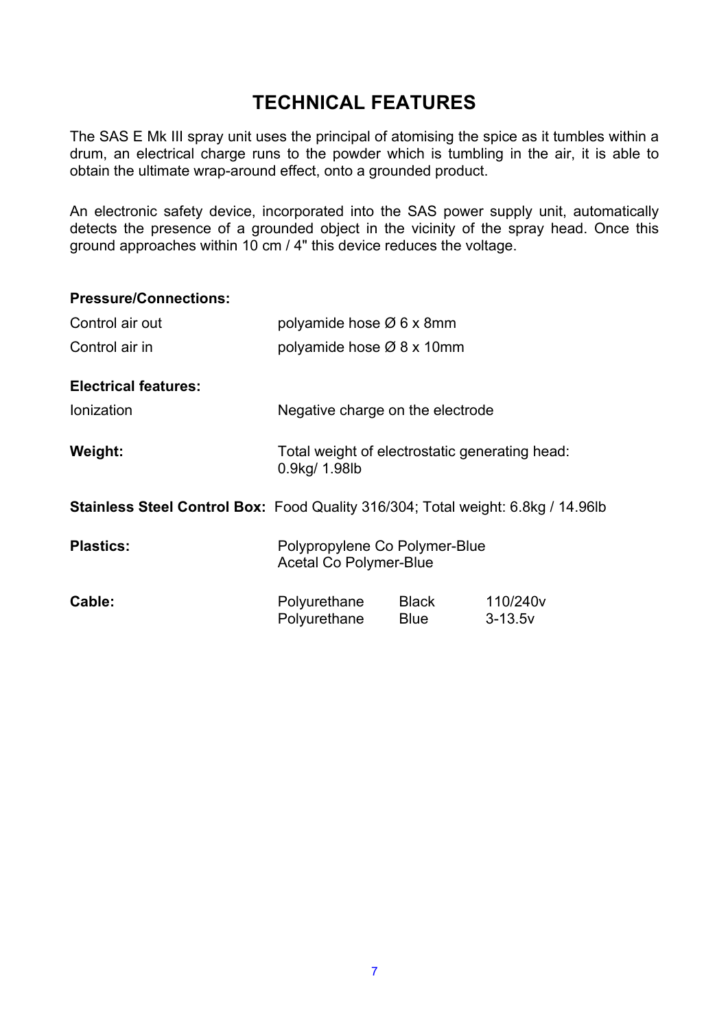# TECHNICAL FEATURES

The SAS E Mk III spray unit uses the principal of atomising the spice as it tumbles within a drum, an electrical charge runs to the powder which is tumbling in the air, it is able to obtain the ultimate wrap-around effect, onto a grounded product.

An electronic safety device, incorporated into the SAS power supply unit, automatically detects the presence of a grounded object in the vicinity of the spray head. Once this ground approaches within 10 cm / 4" this device reduces the voltage.

**Pressure/Connections:**

| | |
|---|---|
| Control air out | polyamide hose Ø 6 x 8mm |
| Control air in | polyamide hose Ø 8 x 10mm |

**Electrical features:**

| | |
|---|---|
| Ionization | Negative charge on the electrode |

**Weight:** Total weight of electrostatic generating head: 0.9kg/ 1.98lb

**Stainless Steel Control Box:** Food Quality 316/304; Total weight: 6.8kg / 14.96lb

**Plastics:** Polypropylene Co Polymer-Blue
Acetal Co Polymer-Blue

**Cable:**

| | | |
|---|---|---|
| Polyurethane | Black | 110/240v |
| Polyurethane | Blue | 3-13.5v |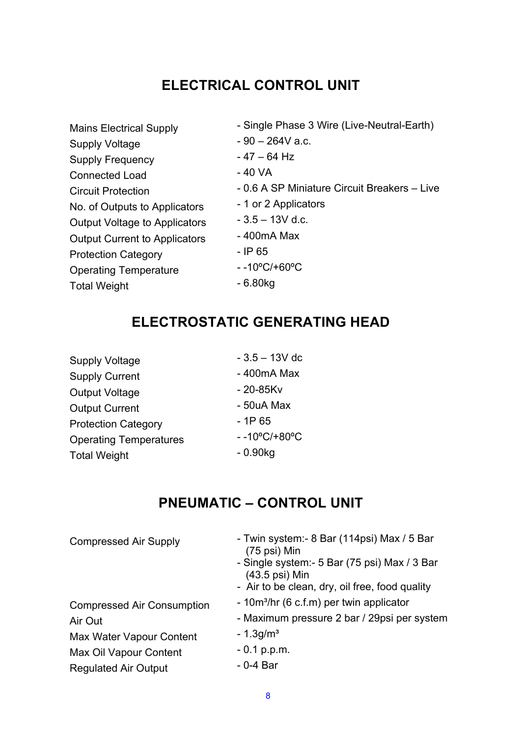## ELECTRICAL CONTROL UNIT

| | |
|---|---|
| Mains Electrical Supply | - Single Phase 3 Wire (Live-Neutral-Earth) |
| Supply Voltage | - 90 – 264V a.c. |
| Supply Frequency | - 47 – 64 Hz |
| Connected Load | - 40 VA |
| Circuit Protection | - 0.6 A SP Miniature Circuit Breakers – Live |
| No. of Outputs to Applicators | - 1 or 2 Applicators |
| Output Voltage to Applicators | - 3.5 – 13V d.c. |
| Output Current to Applicators | - 400mA Max |
| Protection Category | - IP 65 |
| Operating Temperature | - -10ºC/+60ºC |
| Total Weight | - 6.80kg |

## ELECTROSTATIC GENERATING HEAD

| | |
|---|---|
| Supply Voltage | - 3.5 – 13V dc |
| Supply Current | - 400mA Max |
| Output Voltage | - 20-85Kv |
| Output Current | - 50uA Max |
| Protection Category | - 1P 65 |
| Operating Temperatures | - -10ºC/+80ºC |
| Total Weight | - 0.90kg |

## PNEUMATIC – CONTROL UNIT

| | |
|---|---|
| Compressed Air Supply | - Twin system:- 8 Bar (114psi) Max / 5 Bar (75 psi) Min<br>- Single system:- 5 Bar (75 psi) Max / 3 Bar (43.5 psi) Min<br>- Air to be clean, dry, oil free, food quality |
| Compressed Air Consumption | - 10m³/hr (6 c.f.m) per twin applicator |
| Air Out | - Maximum pressure 2 bar / 29psi per system |
| Max Water Vapour Content | - 1.3g/m³ |
| Max Oil Vapour Content | - 0.1 p.p.m. |
| Regulated Air Output | - 0-4 Bar |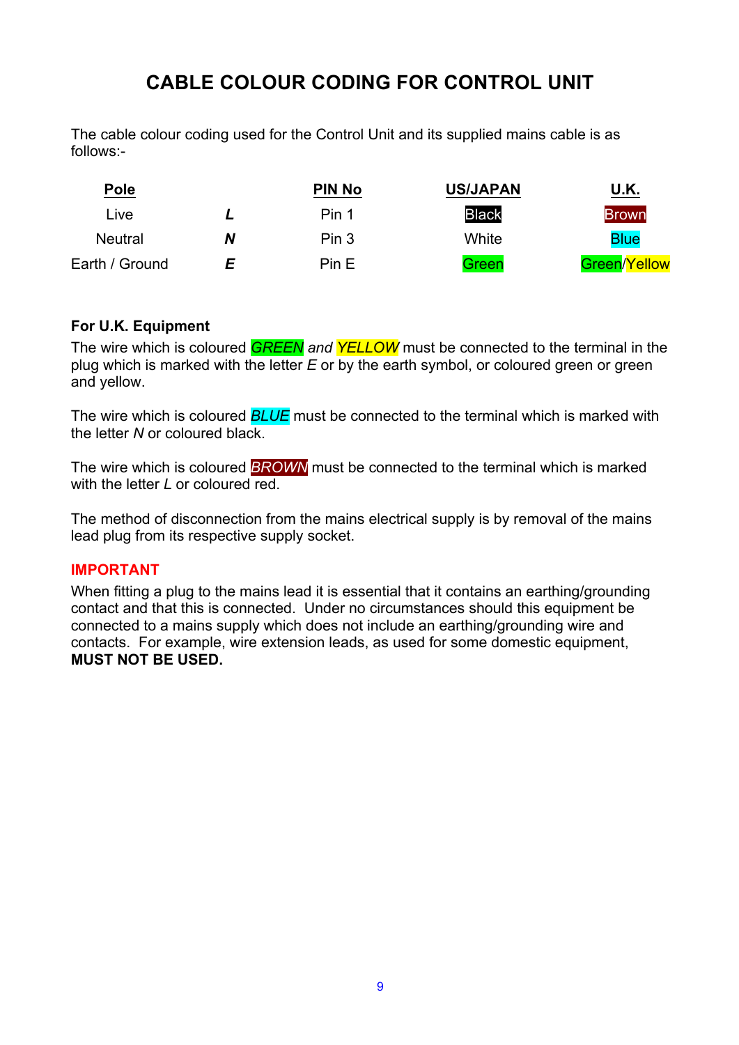# CABLE COLOUR CODING FOR CONTROL UNIT

The cable colour coding used for the Control Unit and its supplied mains cable is as follows:-

| Pole | | PIN No | US/JAPAN | U.K. |
|---|---|---|---|---|
| Live | ***L*** | Pin 1 | Black | Brown |
| Neutral | ***N*** | Pin 3 | White | Blue |
| Earth / Ground | ***E*** | Pin E | Green | Green/Yellow |

**For U.K. Equipment**

The wire which is coloured *GREEN and YELLOW* must be connected to the terminal in the plug which is marked with the letter *E* or by the earth symbol, or coloured green or green and yellow.

The wire which is coloured *BLUE* must be connected to the terminal which is marked with the letter *N* or coloured black.

The wire which is coloured *BROWN* must be connected to the terminal which is marked with the letter *L* or coloured red.

The method of disconnection from the mains electrical supply is by removal of the mains lead plug from its respective supply socket.

**IMPORTANT**

When fitting a plug to the mains lead it is essential that it contains an earthing/grounding contact and that this is connected. Under no circumstances should this equipment be connected to a mains supply which does not include an earthing/grounding wire and contacts. For example, wire extension leads, as used for some domestic equipment, **MUST NOT BE USED.**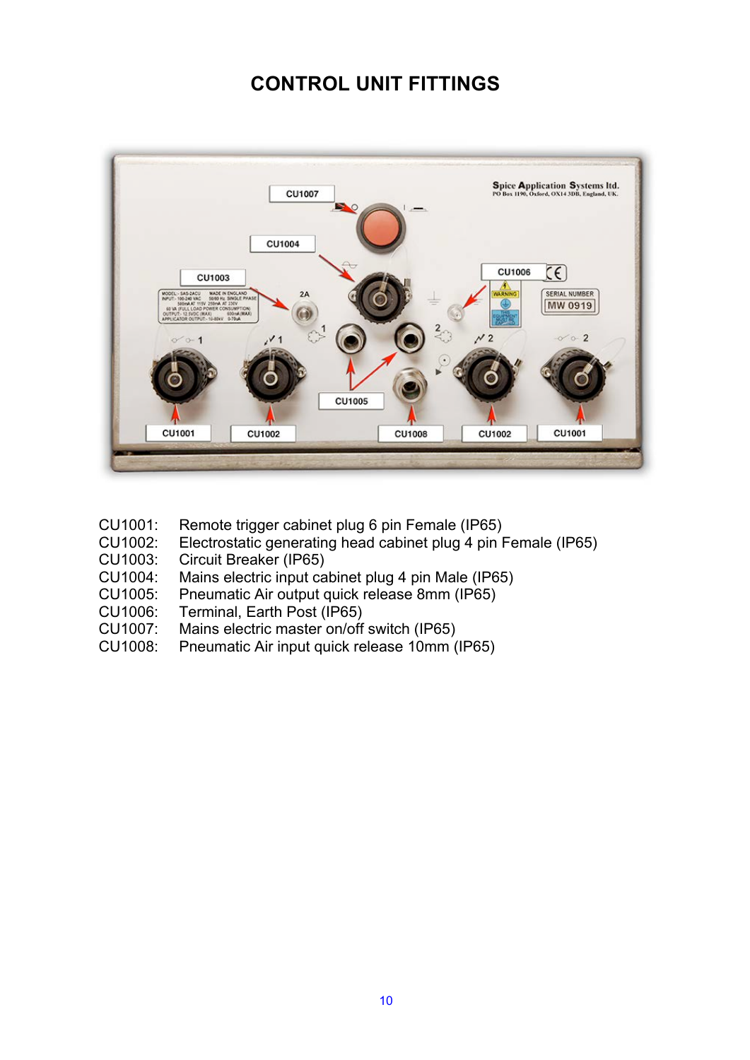# CONTROL UNIT FITTINGS

CU1001: Remote trigger cabinet plug 6 pin Female (IP65)
CU1002: Electrostatic generating head cabinet plug 4 pin Female (IP65)
CU1003: Circuit Breaker (IP65)
CU1004: Mains electric input cabinet plug 4 pin Male (IP65)
CU1005: Pneumatic Air output quick release 8mm (IP65)
CU1006: Terminal, Earth Post (IP65)
CU1007: Mains electric master on/off switch (IP65)
CU1008: Pneumatic Air input quick release 10mm (IP65)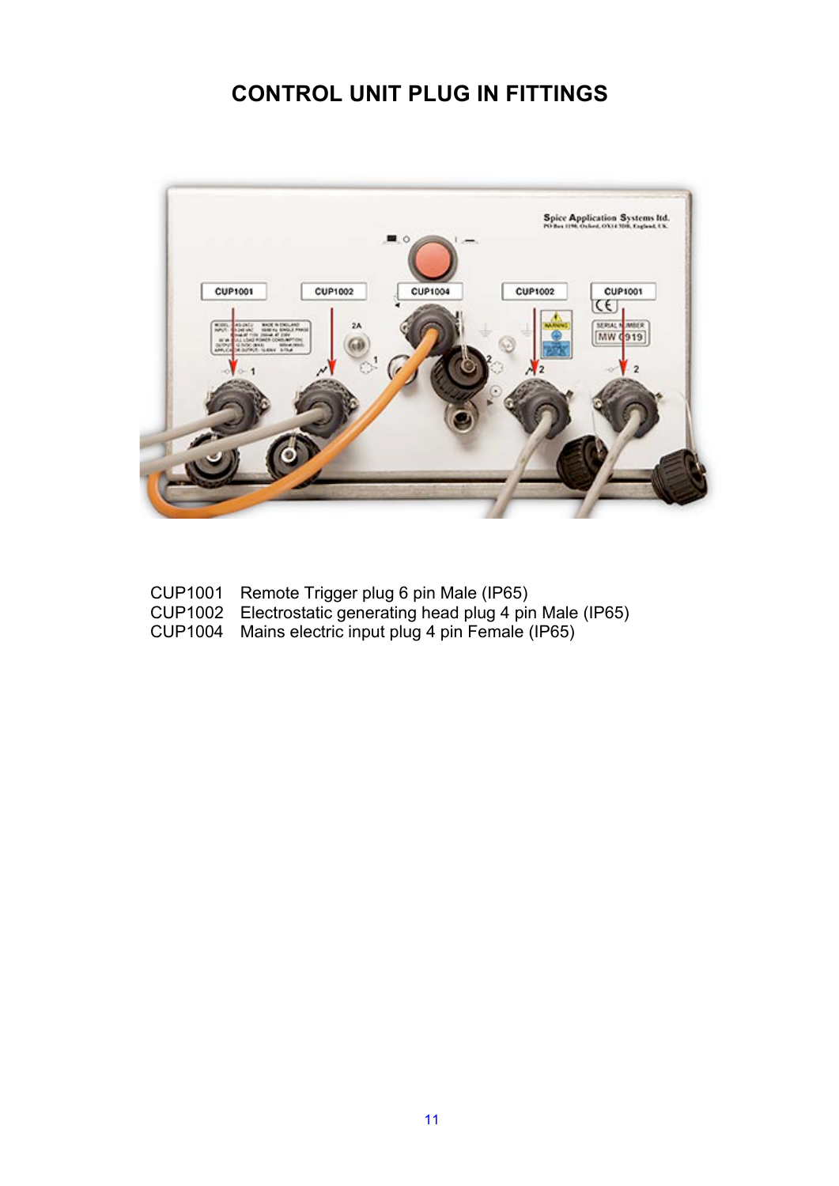# CONTROL UNIT PLUG IN FITTINGS

CUP1001 Remote Trigger plug 6 pin Male (IP65)
CUP1002 Electrostatic generating head plug 4 pin Male (IP65)
CUP1004 Mains electric input plug 4 pin Female (IP65)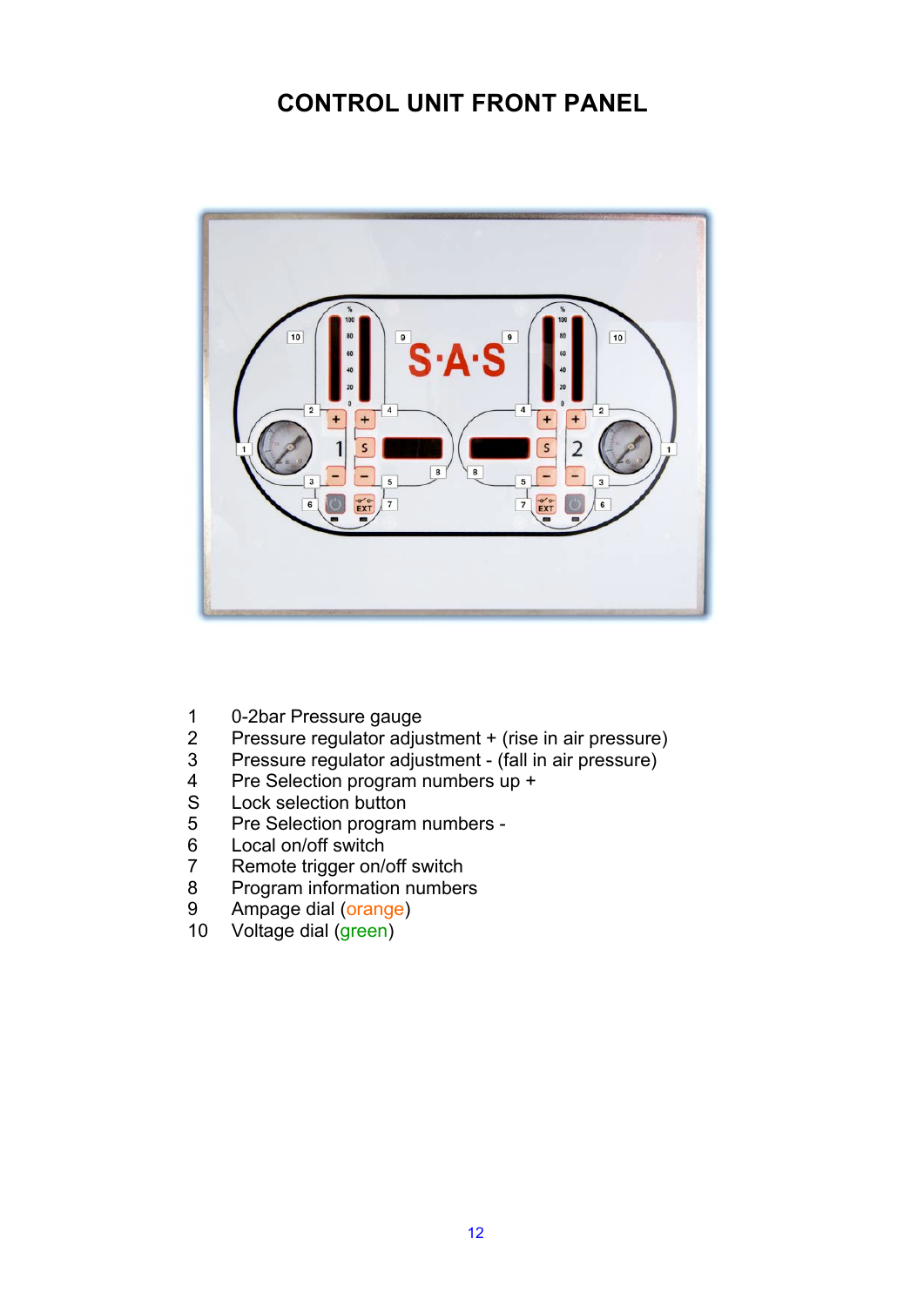# CONTROL UNIT FRONT PANEL

1. 0-2bar Pressure gauge
2. Pressure regulator adjustment + (rise in air pressure)
3. Pressure regulator adjustment - (fall in air pressure)
4. Pre Selection program numbers up +

S Lock selection button

5. Pre Selection program numbers -
6. Local on/off switch
7. Remote trigger on/off switch
8. Program information numbers
9. Ampage dial (orange)
10. Voltage dial (green)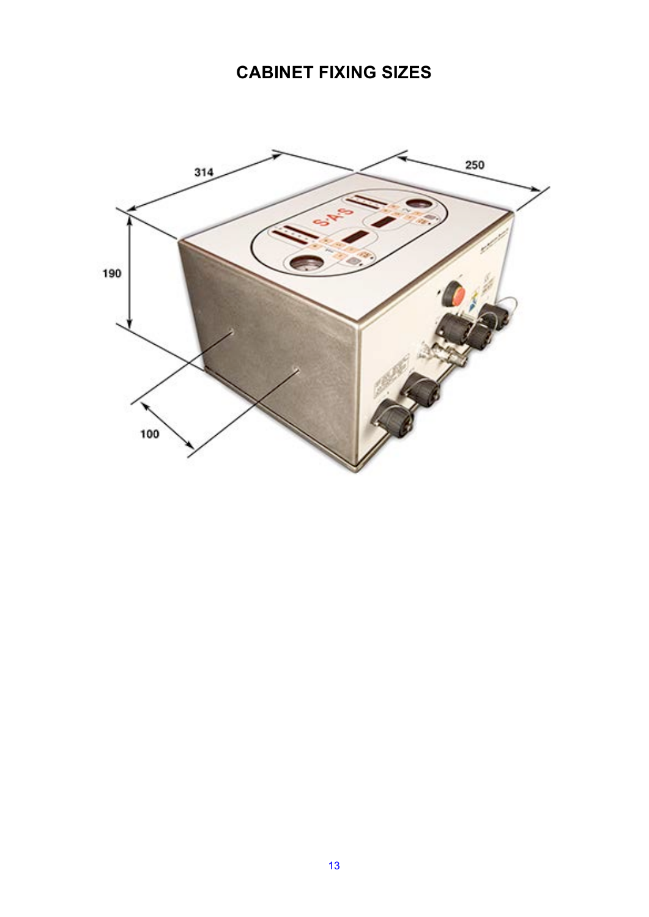# CABINET FIXING SIZES

314

250

190

100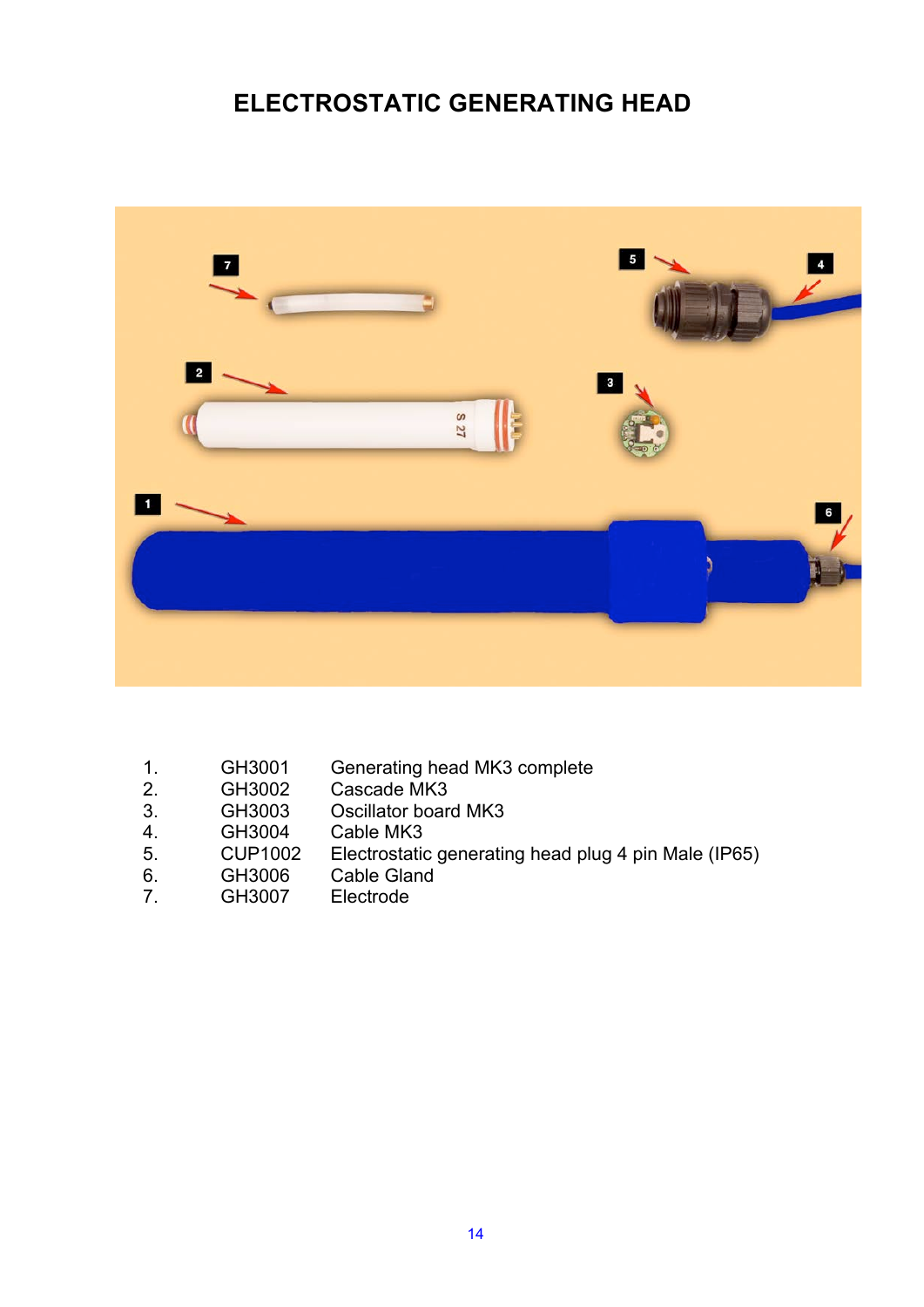# ELECTROSTATIC GENERATING HEAD

1. GH3001 Generating head MK3 complete
2. GH3002 Cascade MK3
3. GH3003 Oscillator board MK3
4. GH3004 Cable MK3
5. CUP1002 Electrostatic generating head plug 4 pin Male (IP65)
6. GH3006 Cable Gland
7. GH3007 Electrode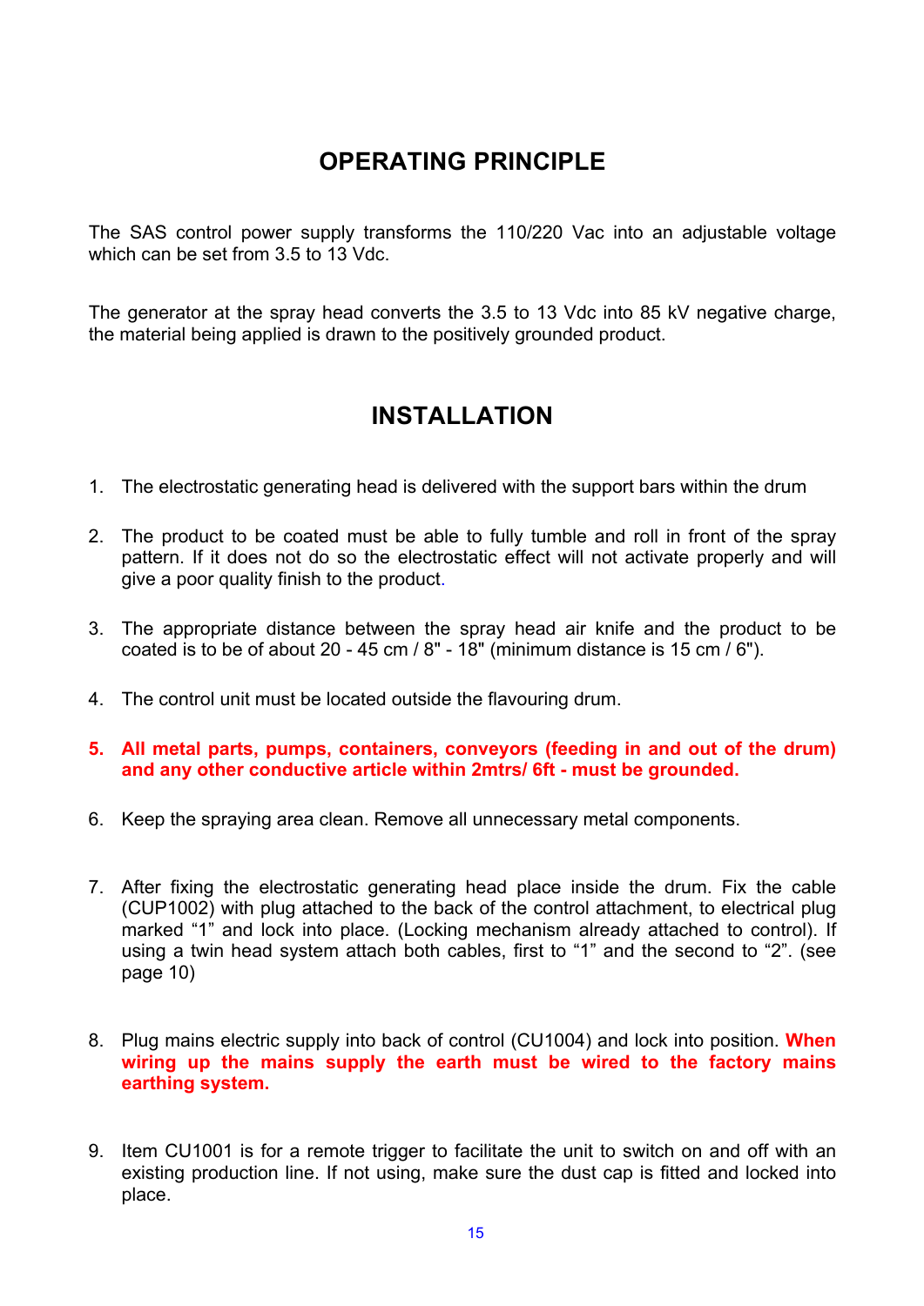## OPERATING PRINCIPLE

The SAS control power supply transforms the 110/220 Vac into an adjustable voltage which can be set from 3.5 to 13 Vdc.

The generator at the spray head converts the 3.5 to 13 Vdc into 85 kV negative charge, the material being applied is drawn to the positively grounded product.

## INSTALLATION

1. The electrostatic generating head is delivered with the support bars within the drum

2. The product to be coated must be able to fully tumble and roll in front of the spray pattern. If it does not do so the electrostatic effect will not activate properly and will give a poor quality finish to the product.

3. The appropriate distance between the spray head air knife and the product to be coated is to be of about 20 - 45 cm / 8" - 18" (minimum distance is 15 cm / 6").

4. The control unit must be located outside the flavouring drum.

5. **All metal parts, pumps, containers, conveyors (feeding in and out of the drum) and any other conductive article within 2mtrs/ 6ft - must be grounded.**

6. Keep the spraying area clean. Remove all unnecessary metal components.

7. After fixing the electrostatic generating head place inside the drum. Fix the cable (CUP1002) with plug attached to the back of the control attachment, to electrical plug marked “1” and lock into place. (Locking mechanism already attached to control). If using a twin head system attach both cables, first to “1” and the second to “2”. (see page 10)

8. Plug mains electric supply into back of control (CU1004) and lock into position. **When wiring up the mains supply the earth must be wired to the factory mains earthing system.**

9. Item CU1001 is for a remote trigger to facilitate the unit to switch on and off with an existing production line. If not using, make sure the dust cap is fitted and locked into place.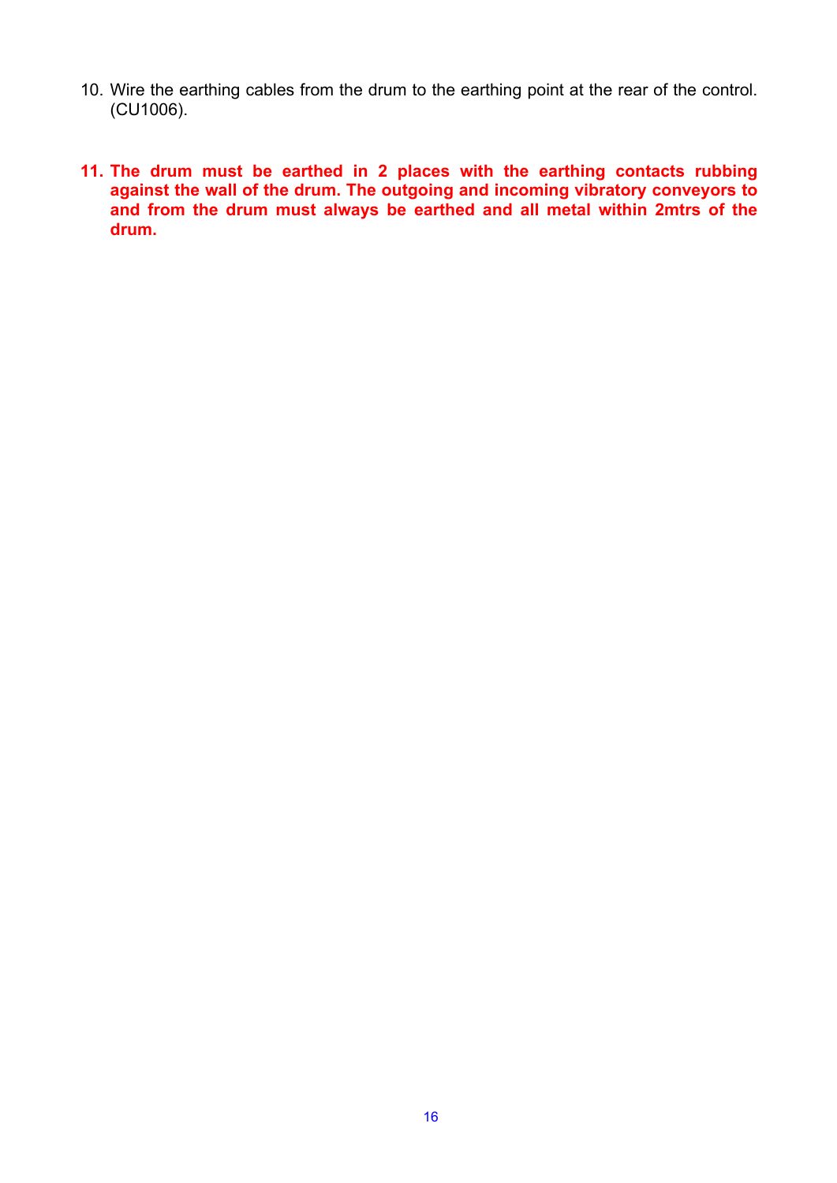10. Wire the earthing cables from the drum to the earthing point at the rear of the control. (CU1006).

11. **The drum must be earthed in 2 places with the earthing contacts rubbing against the wall of the drum. The outgoing and incoming vibratory conveyors to and from the drum must always be earthed and all metal within 2mtrs of the drum.**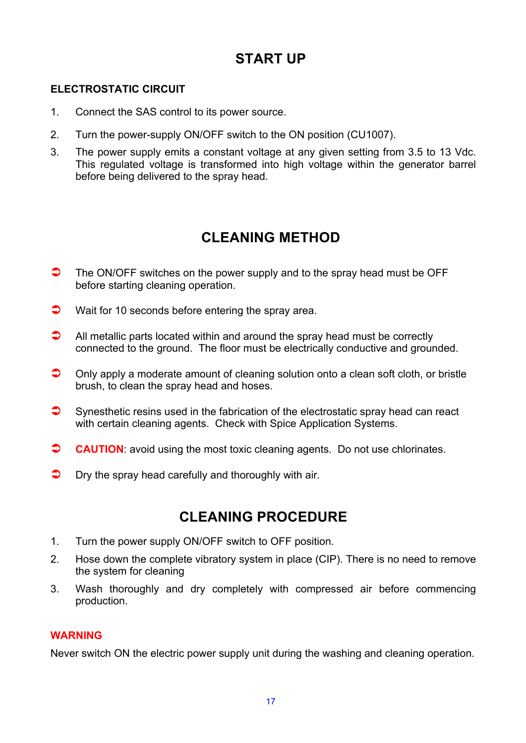# START UP

## ELECTROSTATIC CIRCUIT

1. Connect the SAS control to its power source.
2. Turn the power-supply ON/OFF switch to the ON position (CU1007).
3. The power supply emits a constant voltage at any given setting from 3.5 to 13 Vdc. This regulated voltage is transformed into high voltage within the generator barrel before being delivered to the spray head.

# CLEANING METHOD

- The ON/OFF switches on the power supply and to the spray head must be OFF before starting cleaning operation.
- Wait for 10 seconds before entering the spray area.
- All metallic parts located within and around the spray head must be correctly connected to the ground. The floor must be electrically conductive and grounded.
- Only apply a moderate amount of cleaning solution onto a clean soft cloth, or bristle brush, to clean the spray head and hoses.
- Synesthetic resins used in the fabrication of the electrostatic spray head can react with certain cleaning agents. Check with Spice Application Systems.
- **CAUTION**: avoid using the most toxic cleaning agents. Do not use chlorinates.
- Dry the spray head carefully and thoroughly with air.

# CLEANING PROCEDURE

1. Turn the power supply ON/OFF switch to OFF position.
2. Hose down the complete vibratory system in place (CIP). There is no need to remove the system for cleaning
3. Wash thoroughly and dry completely with compressed air before commencing production.

**WARNING**

Never switch ON the electric power supply unit during the washing and cleaning operation.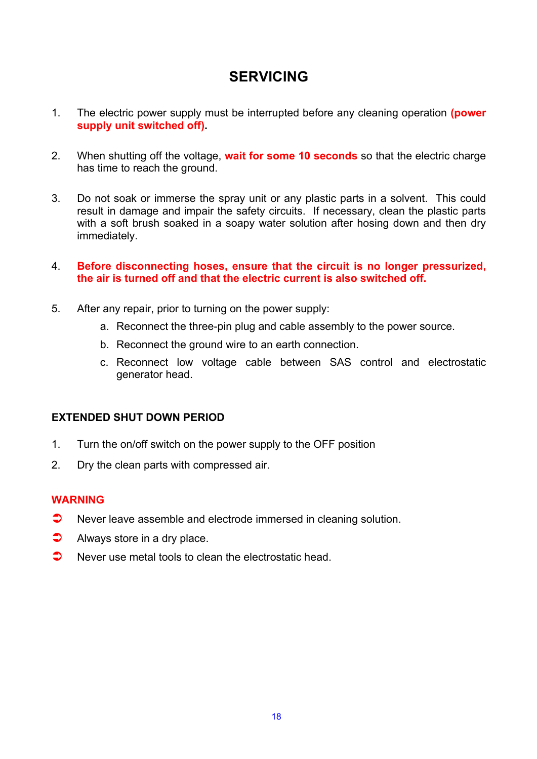# SERVICING

1. The electric power supply must be interrupted before any cleaning operation **(power supply unit switched off)**.

2. When shutting off the voltage, **wait for some 10 seconds** so that the electric charge has time to reach the ground.

3. Do not soak or immerse the spray unit or any plastic parts in a solvent. This could result in damage and impair the safety circuits. If necessary, clean the plastic parts with a soft brush soaked in a soapy water solution after hosing down and then dry immediately.

4. **Before disconnecting hoses, ensure that the circuit is no longer pressurized, the air is turned off and that the electric current is also switched off.**

5. After any repair, prior to turning on the power supply:
   a. Reconnect the three-pin plug and cable assembly to the power source.
   b. Reconnect the ground wire to an earth connection.
   c. Reconnect low voltage cable between SAS control and electrostatic generator head.

## EXTENDED SHUT DOWN PERIOD

1. Turn the on/off switch on the power supply to the OFF position
2. Dry the clean parts with compressed air.

### WARNING

- Never leave assemble and electrode immersed in cleaning solution.
- Always store in a dry place.
- Never use metal tools to clean the electrostatic head.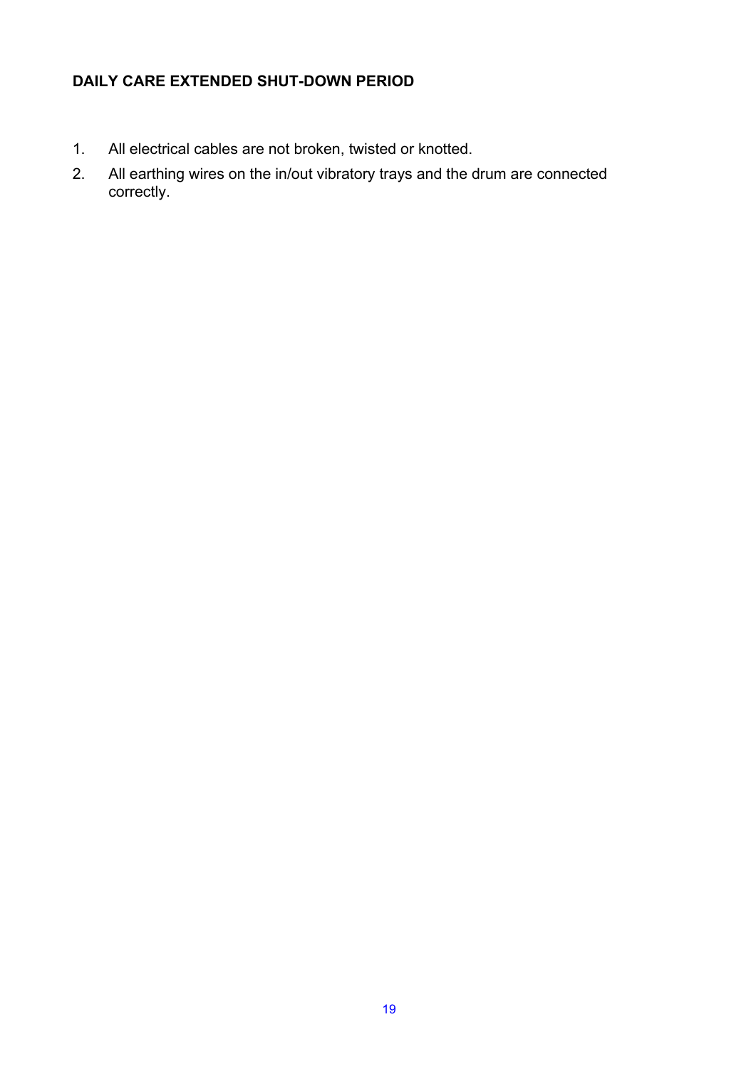**DAILY CARE EXTENDED SHUT-DOWN PERIOD**

1. All electrical cables are not broken, twisted or knotted.
2. All earthing wires on the in/out vibratory trays and the drum are connected correctly.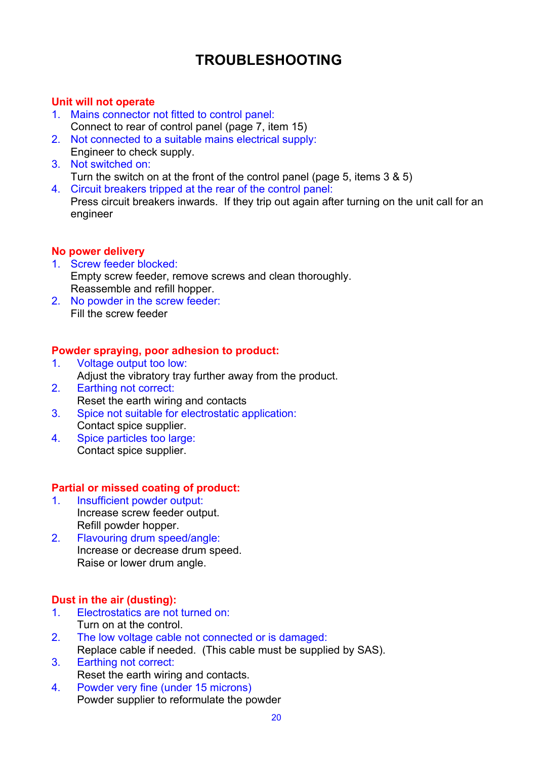# TROUBLESHOOTING

## Unit will not operate

1. Mains connector not fitted to control panel:
   Connect to rear of control panel (page 7, item 15)
2. Not connected to a suitable mains electrical supply:
   Engineer to check supply.
3. Not switched on:
   Turn the switch on at the front of the control panel (page 5, items 3 & 5)
4. Circuit breakers tripped at the rear of the control panel:
   Press circuit breakers inwards. If they trip out again after turning on the unit call for an engineer

## No power delivery

1. Screw feeder blocked:
   Empty screw feeder, remove screws and clean thoroughly.
   Reassemble and refill hopper.
2. No powder in the screw feeder:
   Fill the screw feeder

## Powder spraying, poor adhesion to product:

1. Voltage output too low:
   Adjust the vibratory tray further away from the product.
2. Earthing not correct:
   Reset the earth wiring and contacts
3. Spice not suitable for electrostatic application:
   Contact spice supplier.
4. Spice particles too large:
   Contact spice supplier.

## Partial or missed coating of product:

1. Insufficient powder output:
   Increase screw feeder output.
   Refill powder hopper.
2. Flavouring drum speed/angle:
   Increase or decrease drum speed.
   Raise or lower drum angle.

## Dust in the air (dusting):

1. Electrostatics are not turned on:
   Turn on at the control.
2. The low voltage cable not connected or is damaged:
   Replace cable if needed. (This cable must be supplied by SAS).
3. Earthing not correct:
   Reset the earth wiring and contacts.
4. Powder very fine (under 15 microns)
   Powder supplier to reformulate the powder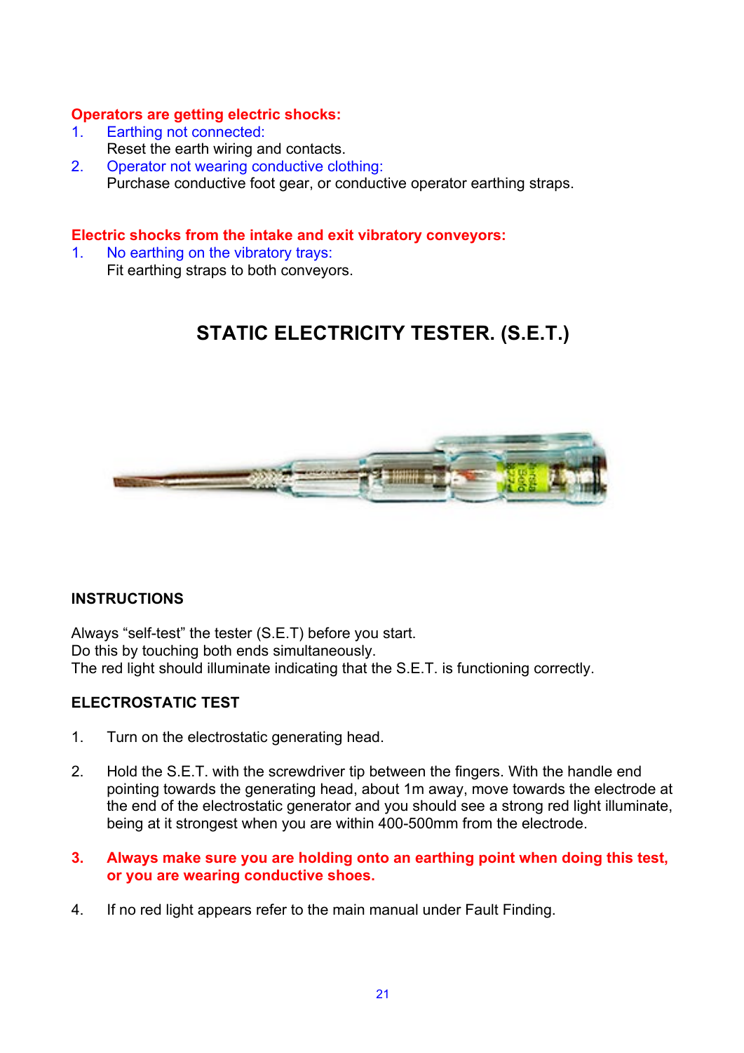**Operators are getting electric shocks:**

1. Earthing not connected:
   Reset the earth wiring and contacts.
2. Operator not wearing conductive clothing:
   Purchase conductive foot gear, or conductive operator earthing straps.

**Electric shocks from the intake and exit vibratory conveyors:**

1. No earthing on the vibratory trays:
   Fit earthing straps to both conveyors.

## STATIC ELECTRICITY TESTER. (S.E.T.)

**INSTRUCTIONS**

Always "self-test" the tester (S.E.T) before you start.
Do this by touching both ends simultaneously.
The red light should illuminate indicating that the S.E.T. is functioning correctly.

**ELECTROSTATIC TEST**

1. Turn on the electrostatic generating head.

2. Hold the S.E.T. with the screwdriver tip between the fingers. With the handle end pointing towards the generating head, about 1m away, move towards the electrode at the end of the electrostatic generator and you should see a strong red light illuminate, being at it strongest when you are within 400-500mm from the electrode.

3. **Always make sure you are holding onto an earthing point when doing this test, or you are wearing conductive shoes.**

4. If no red light appears refer to the main manual under Fault Finding.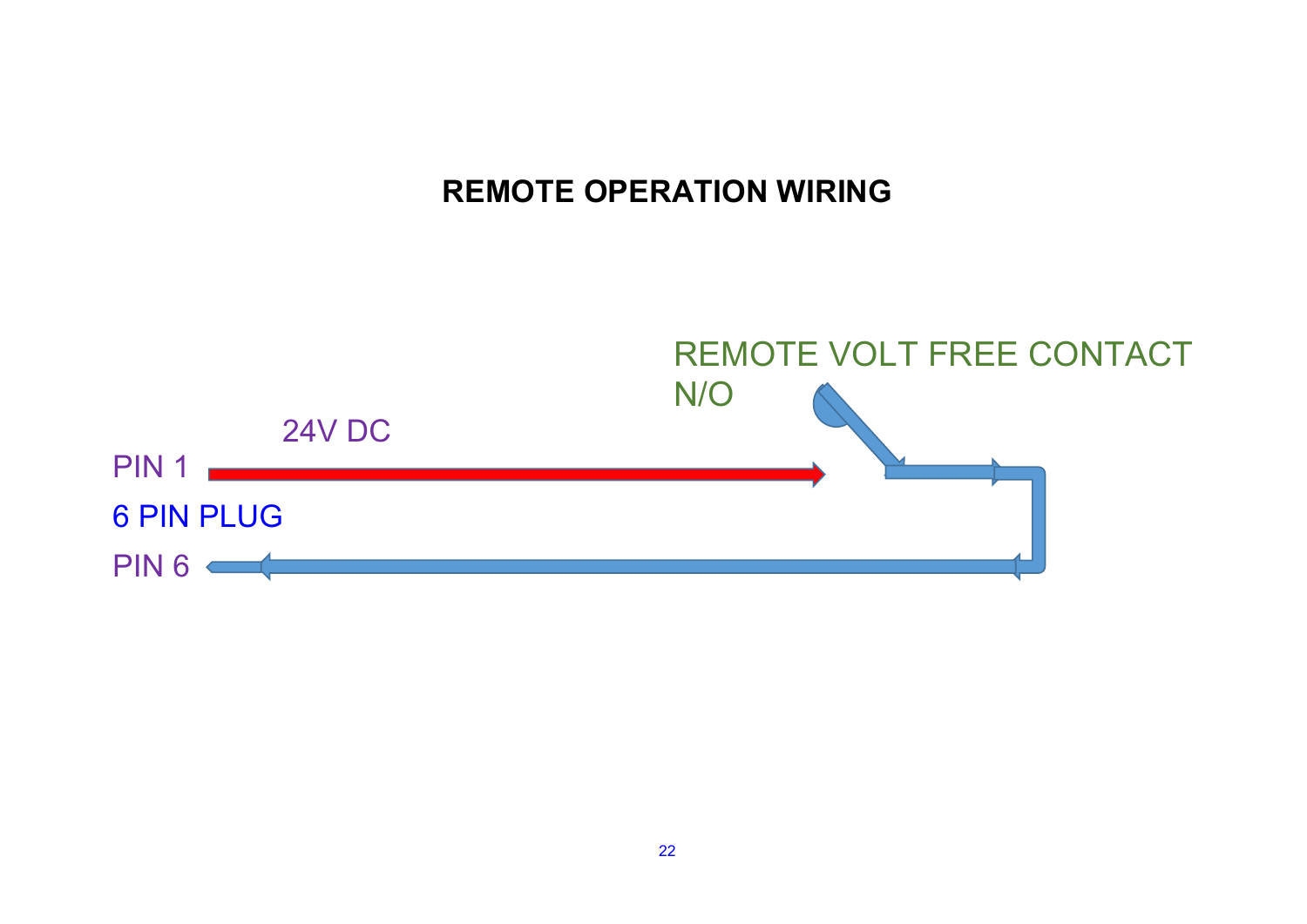# REMOTE OPERATION WIRING

REMOTE VOLT FREE CONTACT
N/O

24V DC

PIN 1

6 PIN PLUG

PIN 6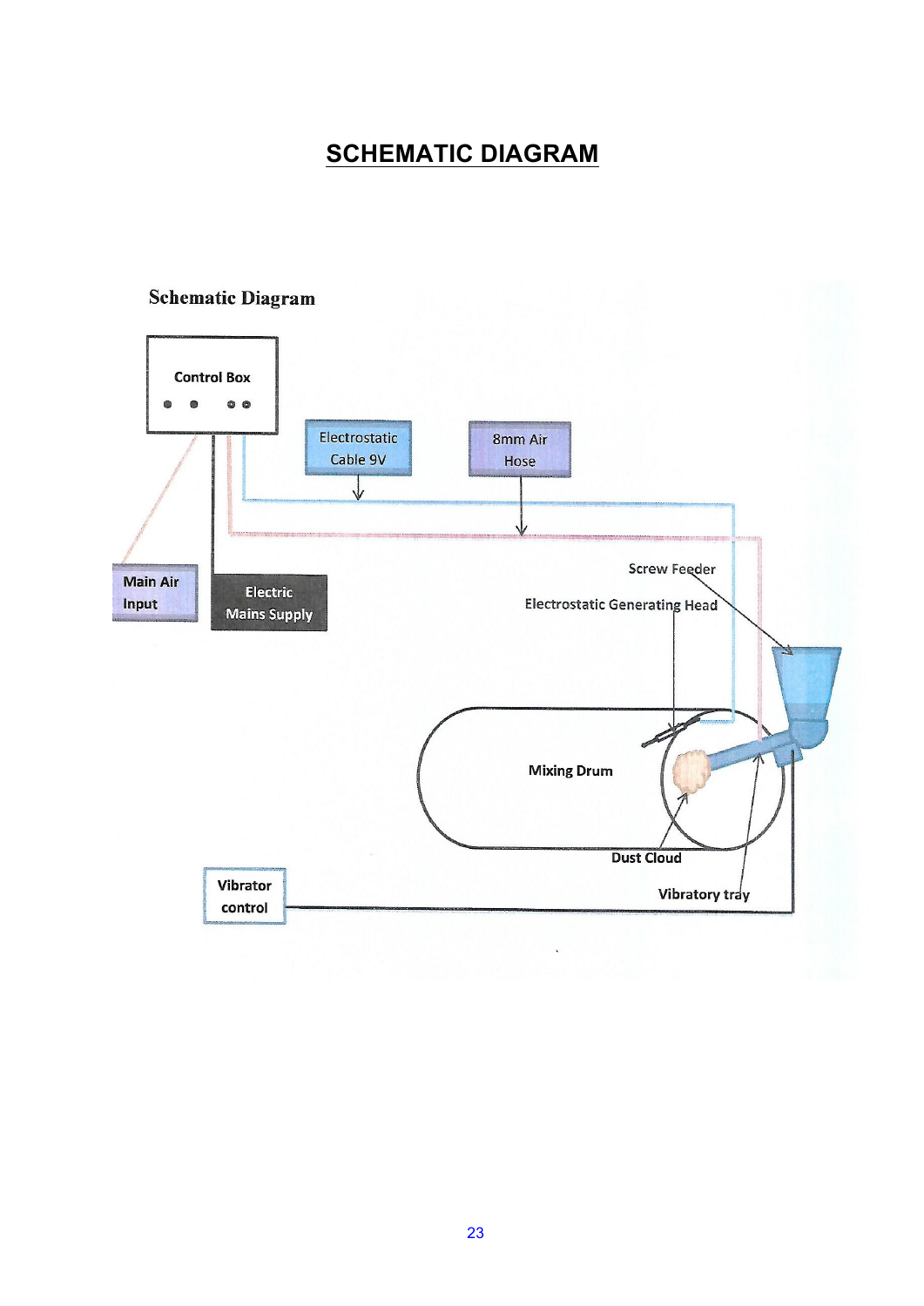# SCHEMATIC DIAGRAM

Schematic Diagram

Control Box

Electrostatic Cable 9V

8mm Air Hose

Main Air Input

Electric Mains Supply

Screw Feeder

Electrostatic Generating Head

Mixing Drum

Dust Cloud

Vibratory tray

Vibrator control